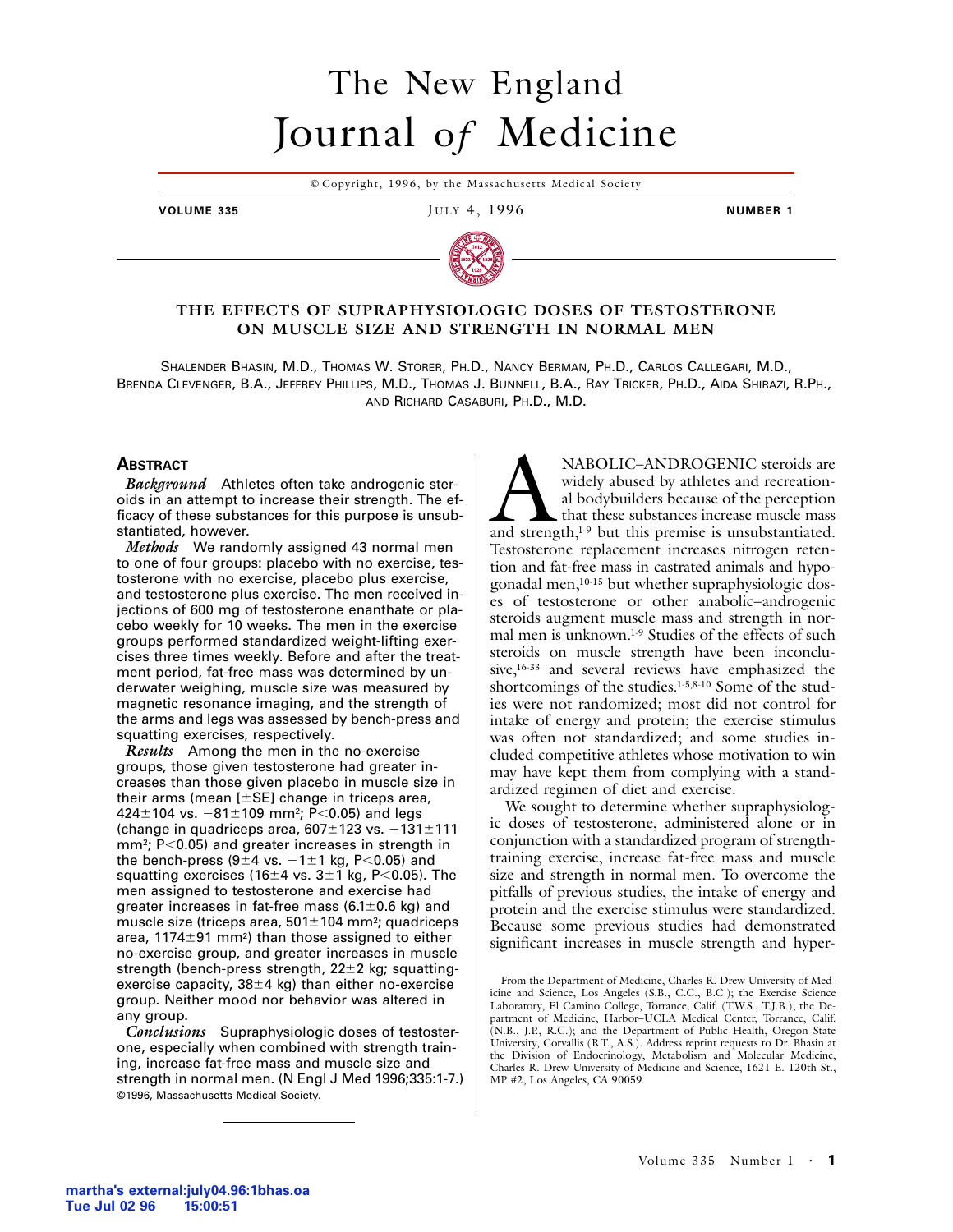# The New England Journal of Medicine

© Copyright, 1996, by the Massachusetts Medical Society

**VOLUME 335** JULY 4, 1996 **NUMBER 1**

## THE EFFECTS OF SUPRAPHYSIOLOGIC DOSES OF TESTOSTERONE ON MUSCLE SIZE AND STRENGTH IN NORMAL MEN

SHALENDER BHASIN, M.D., THOMAS W. STORER, PH.D., NANCY BERMAN, PH.D., CARLOS CALLEGARI, M.D., BRENDA CLEVENGER, B.A., JEFFREY PHILLIPS, M.D., THOMAS J. BUNNELL, B.A., RAY TRICKER, PH.D., AIDA SHIRAZI, R.PH., AND RICHARD CASABURI, PH.D., M.D.

### ABSTRACT

***Background*** Athletes often take androgenic steroids in an attempt to increase their strength. The efficacy of these substances for this purpose is unsubstantiated, however.

***Methods*** We randomly assigned 43 normal men to one of four groups: placebo with no exercise, testosterone with no exercise, placebo plus exercise, and testosterone plus exercise. The men received injections of 600 mg of testosterone enanthate or placebo weekly for 10 weeks. The men in the exercise groups performed standardized weight-lifting exercises three times weekly. Before and after the treatment period, fat-free mass was determined by underwater weighing, muscle size was measured by magnetic resonance imaging, and the strength of the arms and legs was assessed by bench-press and squatting exercises, respectively.

***Results*** Among the men in the no-exercise groups, those given testosterone had greater increases than those given placebo in muscle size in their arms (mean [±SE] change in triceps area, 424±104 vs. −81±109 mm²; $P<0.05$) and legs (change in quadriceps area, 607±123 vs. −131±111 mm²; $P<0.05$) and greater increases in strength in the bench-press (9±4 vs. −1±1 kg, $P<0.05$) and squatting exercises (16±4 vs. 3±1 kg, $P<0.05$). The men assigned to testosterone and exercise had greater increases in fat-free mass (6.1±0.6 kg) and muscle size (triceps area, 501±104 mm²; quadriceps area, 1174±91 mm²) than those assigned to either no-exercise group, and greater increases in muscle strength (bench-press strength, 22±2 kg; squatting-exercise capacity, 38±4 kg) than either no-exercise group. Neither mood nor behavior was altered in any group.

***Conclusions*** Supraphysiologic doses of testosterone, especially when combined with strength training, increase fat-free mass and muscle size and strength in normal men. (N Engl J Med 1996;335:1-7.)

©1996, Massachusetts Medical Society.

ANABOLIC–ANDROGENIC steroids are widely abused by athletes and recreational bodybuilders because of the perception that these substances increase muscle mass and strength,[1-9] but this premise is unsubstantiated. Testosterone replacement increases nitrogen retention and fat-free mass in castrated animals and hypogonadal men,[10-15] but whether supraphysiologic doses of testosterone or other anabolic–androgenic steroids augment muscle mass and strength in normal men is unknown.[1-9] Studies of the effects of such steroids on muscle strength have been inconclusive,[16-33] and several reviews have emphasized the shortcomings of the studies.[1-5,8-10] Some of the studies were not randomized; most did not control for intake of energy and protein; the exercise stimulus was often not standardized; and some studies included competitive athletes whose motivation to win may have kept them from complying with a standardized regimen of diet and exercise.

We sought to determine whether supraphysiologic doses of testosterone, administered alone or in conjunction with a standardized program of strength-training exercise, increase fat-free mass and muscle size and strength in normal men. To overcome the pitfalls of previous studies, the intake of energy and protein and the exercise stimulus were standardized. Because some previous studies had demonstrated significant increases in muscle strength and hyper-

From the Department of Medicine, Charles R. Drew University of Medicine and Science, Los Angeles (S.B., C.C., B.C.); the Exercise Science Laboratory, El Camino College, Torrance, Calif. (T.W.S., T.J.B.); the Department of Medicine, Harbor–UCLA Medical Center, Torrance, Calif. (N.B., J.P., R.C.); and the Department of Public Health, Oregon State University, Corvallis (R.T., A.S.). Address reprint requests to Dr. Bhasin at the Division of Endocrinology, Metabolism and Molecular Medicine, Charles R. Drew University of Medicine and Science, 1621 E. 120th St., MP #2, Los Angeles, CA 90059.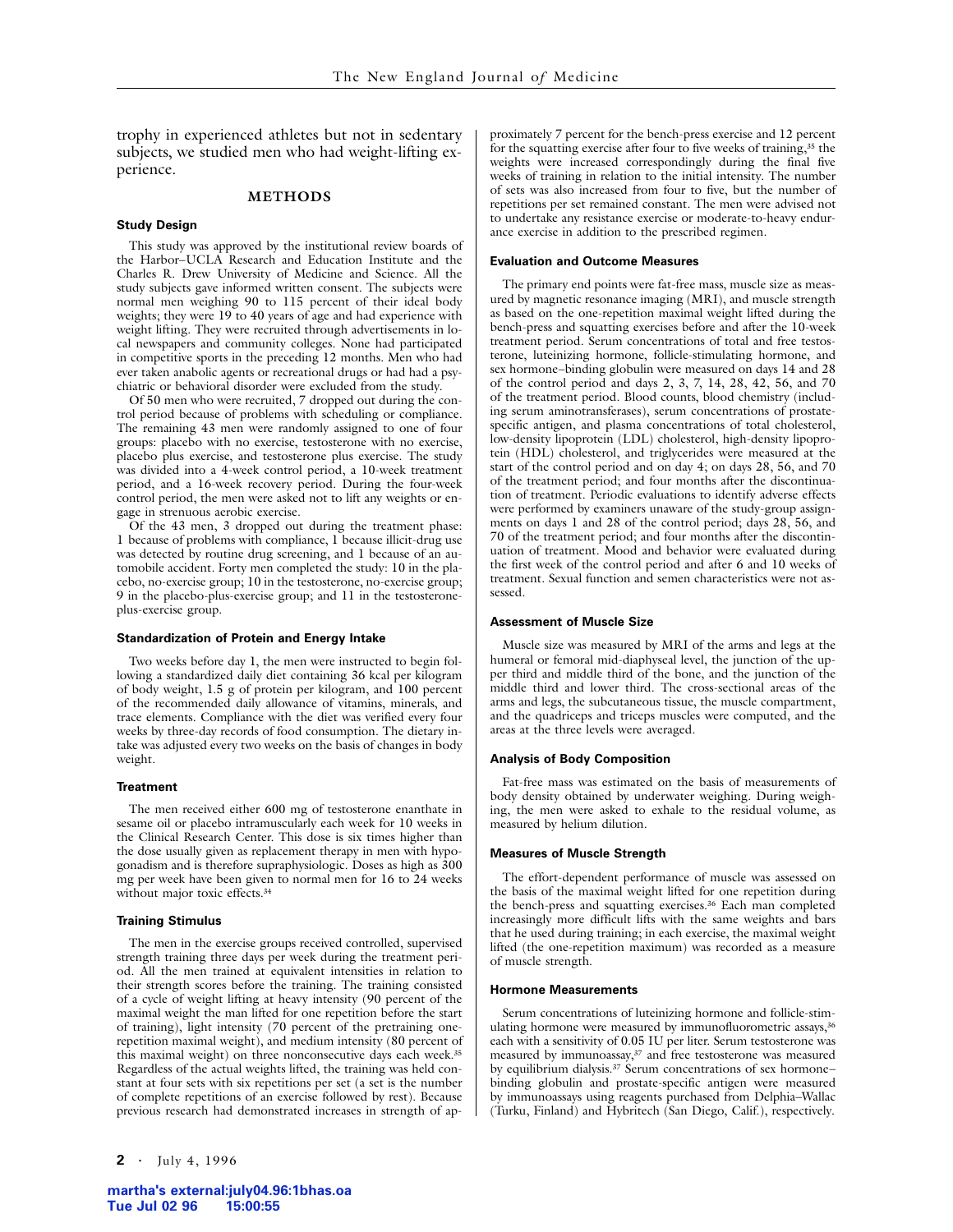trophy in experienced athletes but not in sedentary subjects, we studied men who had weight-lifting experience.

## METHODS

### Study Design

This study was approved by the institutional review boards of the Harbor–UCLA Research and Education Institute and the Charles R. Drew University of Medicine and Science. All the study subjects gave informed written consent. The subjects were normal men weighing 90 to 115 percent of their ideal body weights; they were 19 to 40 years of age and had experience with weight lifting. They were recruited through advertisements in local newspapers and community colleges. None had participated in competitive sports in the preceding 12 months. Men who had ever taken anabolic agents or recreational drugs or had had a psychiatric or behavioral disorder were excluded from the study.

Of the 50 men who were recruited, 7 dropped out during the control period because of problems with scheduling or compliance. The remaining 43 men were randomly assigned to one of four groups: placebo with no exercise, testosterone with no exercise, placebo plus exercise, and testosterone plus exercise. The study was divided into a 4-week control period, a 10-week treatment period, and a 16-week recovery period. During the four-week control period, the men were asked not to lift any weights or engage in strenuous aerobic exercise.

Of the 43 men, 3 dropped out during the treatment phase: 1 because of problems with compliance, 1 because illicit-drug use was detected by routine drug screening, and 1 because of an automobile accident. Forty men completed the study: 10 in the placebo, no-exercise group; 10 in the testosterone, no-exercise group; 9 in the placebo-plus-exercise group; and 11 in the testosterone-plus-exercise group.

### Standardization of Protein and Energy Intake

Two weeks before day 1, the men were instructed to begin following a standardized daily diet containing 36 kcal per kilogram of body weight, 1.5 g of protein per kilogram, and 100 percent of the recommended daily allowance of vitamins, minerals, and trace elements. Compliance with the diet was verified every four weeks by three-day records of food consumption. The dietary intake was adjusted every two weeks on the basis of changes in body weight.

### Treatment

The men received either 600 mg of testosterone enanthate in sesame oil or placebo intramuscularly each week for 10 weeks in the Clinical Research Center. This dose is six times higher than the dose usually given as replacement therapy in men with hypogonadism and is therefore supraphysiologic. Doses as high as 300 mg per week have been given to normal men for 16 to 24 weeks without major toxic effects.[34]

### Training Stimulus

The men in the exercise groups received controlled, supervised strength training three days per week during the treatment period. All the men trained at equivalent intensities in relation to their strength scores before the training. The training consisted of a cycle of weight lifting at heavy intensity (90 percent of the maximal weight the man lifted for one repetition before the start of training), light intensity (70 percent of the pretraining one-repetition maximal weight), and medium intensity (80 percent of this maximal weight) on three nonconsecutive days each week.[35] Regardless of the actual weights lifted, the training was held constant at four sets with six repetitions per set (a set is the number of complete repetitions of an exercise followed by rest). Because previous research had demonstrated increases in strength of approximately 7 percent for the bench-press exercise and 12 percent for the squatting exercise after four to five weeks of training,[35] the weights were increased correspondingly during the final five weeks of training in relation to the initial intensity. The number of sets was also increased from four to five, but the number of repetitions per set remained constant. The men were advised not to undertake any resistance exercise or moderate-to-heavy endurance exercise in addition to the prescribed regimen.

### Evaluation and Outcome Measures

The primary end points were fat-free mass, muscle size as measured by magnetic resonance imaging (MRI), and muscle strength as based on the one-repetition maximal weight lifted during the bench-press and squatting exercises before and after the 10-week treatment period. Serum concentrations of total and free testosterone, luteinizing hormone, follicle-stimulating hormone, and sex hormone–binding globulin were measured on days 14 and 28 of the control period and days 2, 3, 7, 14, 28, 42, 56, and 70 of the treatment period. Blood counts, blood chemistry (including serum aminotransferases), serum concentrations of prostate-specific antigen, and plasma concentrations of total cholesterol, low-density lipoprotein (LDL) cholesterol, high-density lipoprotein (HDL) cholesterol, and triglycerides were measured at the start of the control period and on day 4; on days 28, 56, and 70 of the treatment period; and four months after the discontinuation of treatment. Periodic evaluations to identify adverse effects were performed by examiners unaware of the study-group assignments on days 1 and 28 of the control period; days 28, 56, and 70 of the treatment period; and four months after the discontinuation of treatment. Mood and behavior were evaluated during the first week of the control period and after 6 and 10 weeks of treatment. Sexual function and semen characteristics were not assessed.

### Assessment of Muscle Size

Muscle size was measured by MRI of the arms and legs at the humeral or femoral mid-diaphyseal level, the junction of the upper third and middle third of the bone, and the junction of the middle third and lower third. The cross-sectional areas of the arms and legs, the subcutaneous tissue, the muscle compartment, and the quadriceps and triceps muscles were computed, and the areas at the three levels were averaged.

### Analysis of Body Composition

Fat-free mass was estimated on the basis of measurements of body density obtained by underwater weighing. During weighing, the men were asked to exhale to the residual volume, as measured by helium dilution.

### Measures of Muscle Strength

The effort-dependent performance of muscle was assessed on the basis of the maximal weight lifted for one repetition during the bench-press and squatting exercises.[36] Each man completed increasingly more difficult lifts with the same weights and bars that he used during training; in each exercise, the maximal weight lifted (the one-repetition maximum) was recorded as a measure of muscle strength.

### Hormone Measurements

Serum concentrations of luteinizing hormone and follicle-stimulating hormone were measured by immunofluorometric assays,[36] each with a sensitivity of 0.05 IU per liter. Serum testosterone was measured by immunoassay,[37] and free testosterone was measured by equilibrium dialysis.[37] Serum concentrations of sex hormone–binding globulin and prostate-specific antigen were measured by immunoassays using reagents purchased from Delphia–Wallac (Turku, Finland) and Hybritech (San Diego, Calif.), respectively.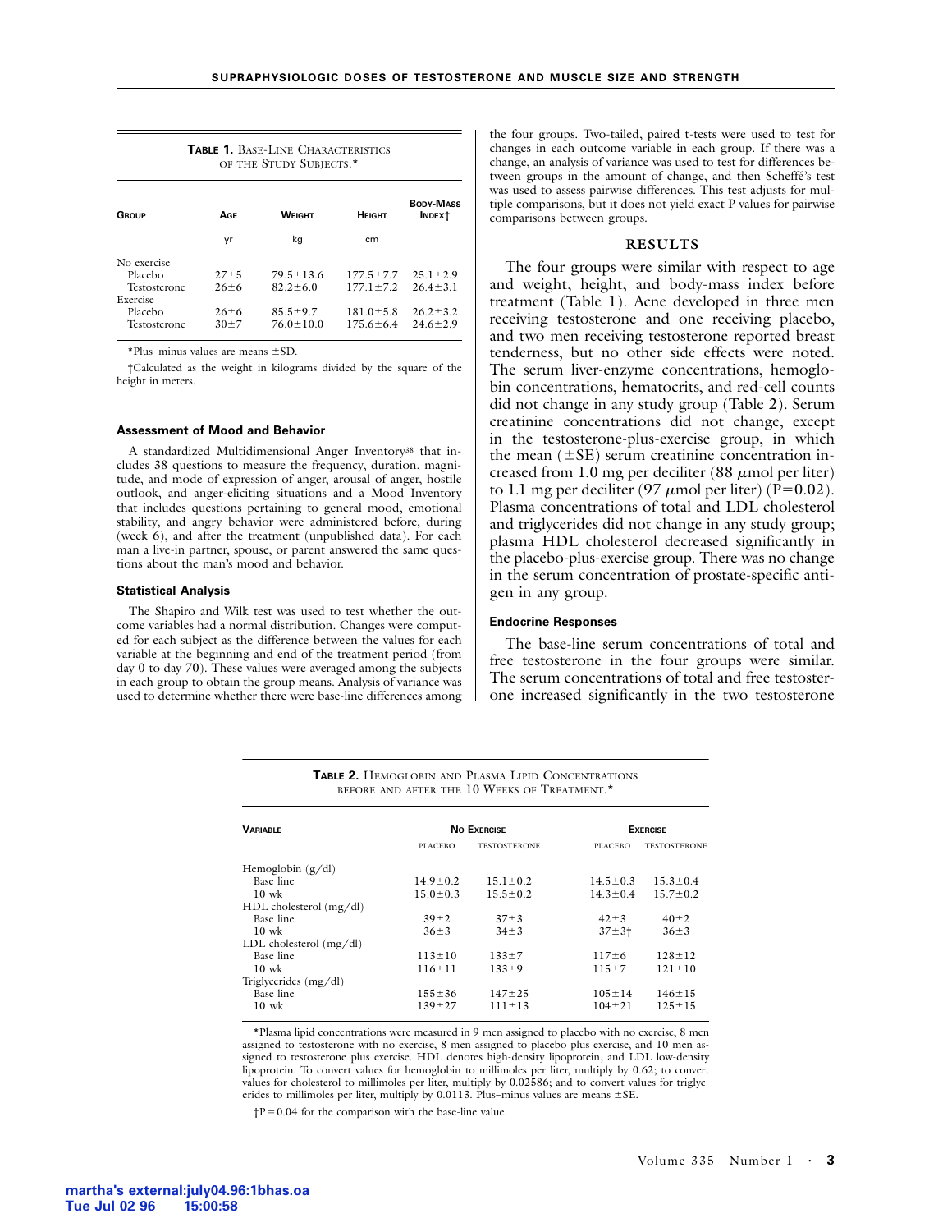**TABLE 1.** BASE-LINE CHARACTERISTICS OF THE STUDY SUBJECTS.*

| GROUP | AGE | WEIGHT | HEIGHT | BODY-MASS INDEX† |
|---|---|---|---|---|
| | yr | kg | cm | |
| No exercise | | | | |
| Placebo | 27±5 | 79.5±13.6 | 177.5±7.7 | 25.1±2.9 |
| Testosterone | 26±6 | 82.2±6.0 | 177.1±7.2 | 26.4±3.1 |
| Exercise | | | | |
| Placebo | 26±6 | 85.5±9.7 | 181.0±5.8 | 26.2±3.2 |
| Testosterone | 30±7 | 76.0±10.0 | 175.6±6.4 | 24.6±2.9 |

*Plus–minus values are means ±SD.

†Calculated as the weight in kilograms divided by the square of the height in meters.

#### Assessment of Mood and Behavior

A standardized Multidimensional Anger Inventory[38] that includes 38 questions to measure the frequency, duration, magnitude, and mode of expression of anger, arousal of anger, hostile outlook, and anger-eliciting situations and a Mood Inventory that includes questions pertaining to general mood, emotional stability, and angry behavior were administered before, during (week 6), and after the treatment (unpublished data). For each man a live-in partner, spouse, or parent answered the same questions about the man's mood and behavior.

#### Statistical Analysis

The Shapiro and Wilk test was used to test whether the outcome variables had a normal distribution. Changes were computed for each subject as the difference between the values for each variable at the beginning and end of the treatment period (from day 0 to day 70). These values were averaged among the subjects in each group to obtain the group means. Analysis of variance was used to determine whether there were base-line differences among the four groups. Two-tailed, paired t-tests were used to test for changes in each outcome variable in each group. If there was a change, an analysis of variance was used to test for differences between groups in the amount of change, and then Scheffé's test was used to assess pairwise differences. This test adjusts for multiple comparisons, but it does not yield exact P values for pairwise comparisons between groups.

## RESULTS

The four groups were similar with respect to age and weight, height, and body-mass index before treatment (Table 1). Acne developed in three men receiving testosterone and one receiving placebo, and two men receiving testosterone reported breast tenderness, but no other side effects were noted. The serum liver-enzyme concentrations, hemoglobin concentrations, hematocrits, and red-cell counts did not change in any study group (Table 2). Serum creatinine concentrations did not change, except in the testosterone-plus-exercise group, in which the mean (±SE) serum creatinine concentration increased from 1.0 mg per deciliter (88 μmol per liter) to 1.1 mg per deciliter (97 μmol per liter) ($P=0.02$). Plasma concentrations of total and LDL cholesterol and triglycerides did not change in any study group; plasma HDL cholesterol decreased significantly in the placebo-plus-exercise group. There was no change in the serum concentration of prostate-specific antigen in any group.

#### Endocrine Responses

The base-line serum concentrations of total and free testosterone in the four groups were similar. The serum concentrations of total and free testosterone increased significantly in the two testosterone

**TABLE 2.** HEMOGLOBIN AND PLASMA LIPID CONCENTRATIONS BEFORE AND AFTER THE 10 WEEKS OF TREATMENT.*

| VARIABLE | NO EXERCISE | | EXERCISE | |
|---|---|---|---|---|
| | PLACEBO | TESTOSTERONE | PLACEBO | TESTOSTERONE |
| Hemoglobin (g/dl) | | | | |
| Base line | 14.9±0.2 | 15.1±0.2 | 14.5±0.3 | 15.3±0.4 |
| 10 wk | 15.0±0.3 | 15.5±0.2 | 14.3±0.4 | 15.7±0.2 |
| HDL cholesterol (mg/dl) | | | | |
| Base line | 39±2 | 37±3 | 42±3 | 40±2 |
| 10 wk | 36±3 | 34±3 | 37±3† | 36±3 |
| LDL cholesterol (mg/dl) | | | | |
| Base line | 113±10 | 133±7 | 117±6 | 128±12 |
| 10 wk | 116±11 | 133±9 | 115±7 | 121±10 |
| Triglycerides (mg/dl) | | | | |
| Base line | 155±36 | 147±25 | 105±14 | 146±15 |
| 10 wk | 139±27 | 111±13 | 104±21 | 125±15 |

*Plasma lipid concentrations were measured in 9 men assigned to placebo with no exercise, 8 men assigned to testosterone with no exercise, 8 men assigned to placebo plus exercise, and 10 men assigned to testosterone plus exercise. HDL denotes high-density lipoprotein, and LDL low-density lipoprotein. To convert values for hemoglobin to millimoles per liter, multiply by 0.62; to convert values for cholesterol to millimoles per liter, multiply by 0.02586; and to convert values for triglycerides to millimoles per liter, multiply by 0.0113. Plus–minus values are means ±SE.

†$P=0.04$ for the comparison with the base-line value.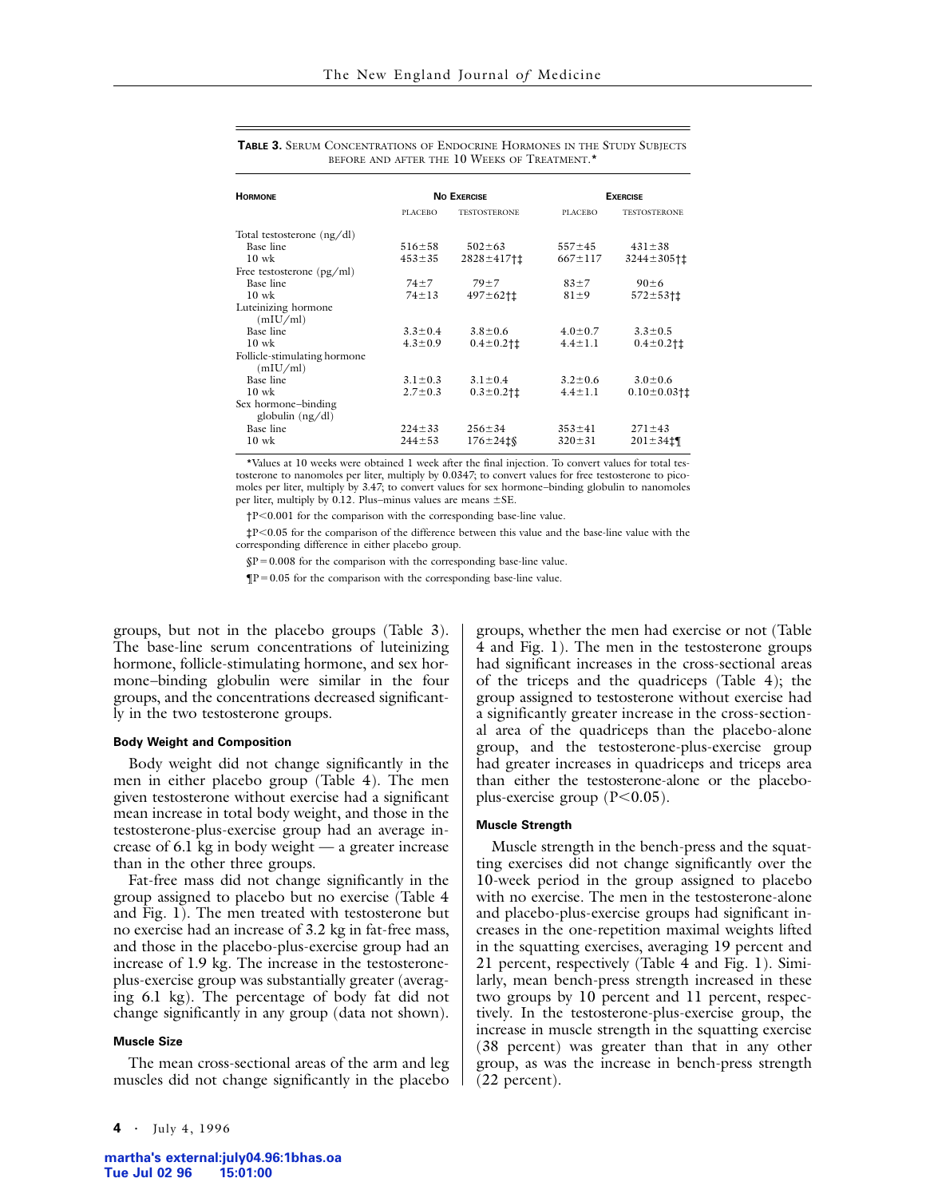**TABLE 3.** SERUM CONCENTRATIONS OF ENDOCRINE HORMONES IN THE STUDY SUBJECTS BEFORE AND AFTER THE 10 WEEKS OF TREATMENT.*

| HORMONE | NO EXERCISE | | EXERCISE | |
|---|---|---|---|---|
| | PLACEBO | TESTOSTERONE | PLACEBO | TESTOSTERONE |
| Total testosterone (ng/dl) | | | | |
| Base line | 516±58 | 502±63 | 557±45 | 431±38 |
| 10 wk | 453±35 | 2828±417†‡ | 667±117 | 3244±305†‡ |
| Free testosterone (pg/ml) | | | | |
| Base line | 74±7 | 79±7 | 83±7 | 90±6 |
| 10 wk | 74±13 | 497±62†‡ | 81±9 | 572±53†‡ |
| Luteinizing hormone (mIU/ml) | | | | |
| Base line | 3.3±0.4 | 3.8±0.6 | 4.0±0.7 | 3.3±0.5 |
| 10 wk | 4.3±0.9 | 0.4±0.2†‡ | 4.4±1.1 | 0.4±0.2†‡ |
| Follicle-stimulating hormone (mIU/ml) | | | | |
| Base line | 3.1±0.3 | 3.1±0.4 | 3.2±0.6 | 3.0±0.6 |
| 10 wk | 2.7±0.3 | 0.3±0.2†‡ | 4.4±1.1 | 0.10±0.03†‡ |
| Sex hormone–binding globulin (ng/dl) | | | | |
| Base line | 224±33 | 256±34 | 353±41 | 271±43 |
| 10 wk | 244±53 | 176±24‡§ | 320±31 | 201±34‡¶ |

*Values at 10 weeks were obtained 1 week after the final injection. To convert values for total testosterone to nanomoles per liter, multiply by 0.0347; to convert values for free testosterone to picomoles per liter, multiply by 3.47; to convert values for sex hormone–binding globulin to nanomoles per liter, multiply by 0.12. Plus–minus values are means ±SE.

†P<0.001 for the comparison with the corresponding base-line value.

‡P<0.05 for the comparison of the difference between this value and the base-line value with the corresponding difference in either placebo group.

§P=0.008 for the comparison with the corresponding base-line value.

¶P=0.05 for the comparison with the corresponding base-line value.

groups, but not in the placebo groups (Table 3). The base-line serum concentrations of luteinizing hormone, follicle-stimulating hormone, and sex hormone–binding globulin were similar in the four groups, and the concentrations decreased significantly in the two testosterone groups.

#### Body Weight and Composition

Body weight did not change significantly in the men in either placebo group (Table 4). The men given testosterone without exercise had a significant mean increase in total body weight, and those in the testosterone-plus-exercise group had an average increase of 6.1 kg in body weight — a greater increase than in the other three groups.

Fat-free mass did not change significantly in the group assigned to placebo but no exercise (Table 4 and Fig. 1). The men treated with testosterone but no exercise had an increase of 3.2 kg in fat-free mass, and those in the placebo-plus-exercise group had an increase of 1.9 kg. The increase in the testosterone-plus-exercise group was substantially greater (averaging 6.1 kg). The percentage of body fat did not change significantly in any group (data not shown).

#### Muscle Size

The mean cross-sectional areas of the arm and leg muscles did not change significantly in the placebo groups, whether the men had exercise or not (Table 4 and Fig. 1). The men in the testosterone groups had significant increases in the cross-sectional areas of the triceps and the quadriceps (Table 4); the group assigned to testosterone without exercise had a significantly greater increase in the cross-sectional area of the quadriceps than the placebo-alone group, and the testosterone-plus-exercise group had greater increases in quadriceps and triceps area than either the testosterone-alone or the placebo-plus-exercise group ($P<0.05$).

#### Muscle Strength

Muscle strength in the bench-press and the squatting exercises did not change significantly over the 10-week period in the group assigned to placebo with no exercise. The men in the testosterone-alone and placebo-plus-exercise groups had significant increases in the one-repetition maximal weights lifted in the squatting exercises, averaging 19 percent and 21 percent, respectively (Table 4 and Fig. 1). Similarly, mean bench-press strength increased in these two groups by 10 percent and 11 percent, respectively. In the testosterone-plus-exercise group, the increase in muscle strength in the squatting exercise (38 percent) was greater than that in any other group, as was the increase in bench-press strength (22 percent).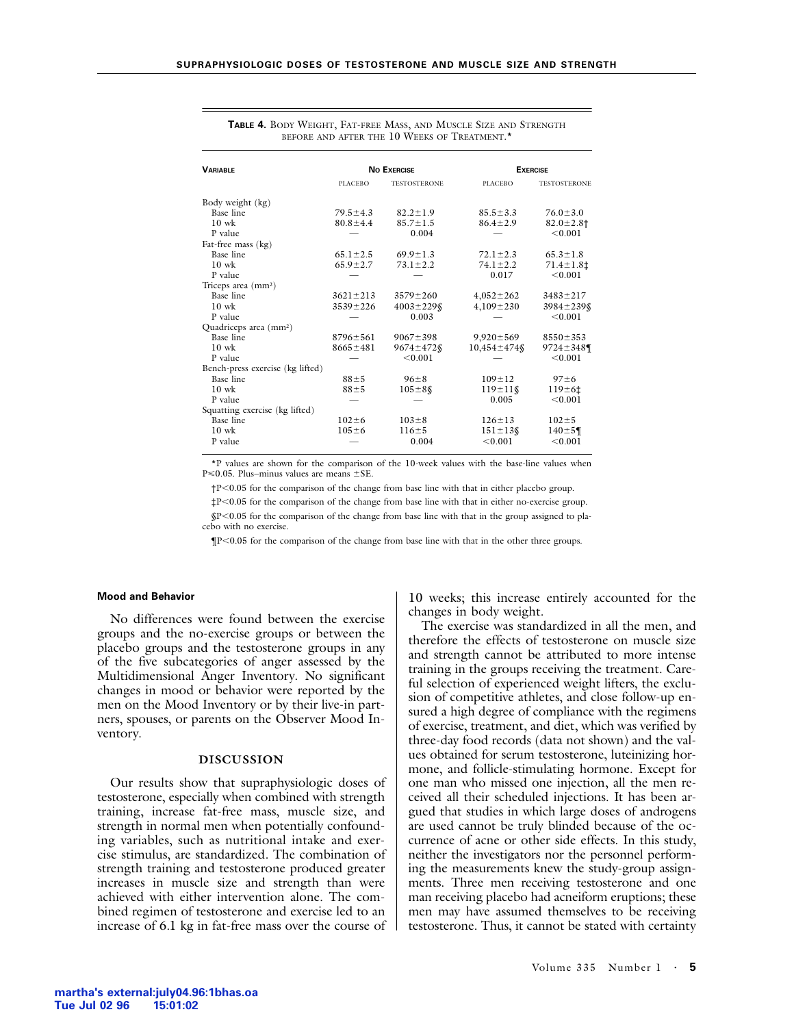**TABLE 4.** Body Weight, Fat-free Mass, and Muscle Size and Strength before and after the 10 Weeks of Treatment.*

| Variable | No Exercise | | Exercise | |
|---|---|---|---|---|
| | Placebo | Testosterone | Placebo | Testosterone |
| Body weight (kg) | | | | |
| Base line | 79.5±4.3 | 82.2±1.9 | 85.5±3.3 | 76.0±3.0 |
| 10 wk | 80.8±4.4 | 85.7±1.5 | 86.4±2.9 | 82.0±2.8† |
| P value | — | 0.004 | — | <0.001 |
| Fat-free mass (kg) | | | | |
| Base line | 65.1±2.5 | 69.9±1.3 | 72.1±2.3 | 65.3±1.8 |
| 10 wk | 65.9±2.7 | 73.1±2.2 | 74.1±2.2 | 71.4±1.8‡ |
| P value | — | — | 0.017 | <0.001 |
| Triceps area (mm²) | | | | |
| Base line | 3621±213 | 3579±260 | 4,052±262 | 3483±217 |
| 10 wk | 3539±226 | 4003±229§ | 4,109±230 | 3984±239§ |
| P value | — | 0.003 | — | <0.001 |
| Quadriceps area (mm²) | | | | |
| Base line | 8796±561 | 9067±398 | 9,920±569 | 8550±353 |
| 10 wk | 8665±481 | 9674±472§ | 10,454±474§ | 9724±348¶ |
| P value | — | <0.001 | — | <0.001 |
| Bench-press exercise (kg lifted) | | | | |
| Base line | 88±5 | 96±8 | 109±12 | 97±6 |
| 10 wk | 88±5 | 105±8§ | 119±11§ | 119±6‡ |
| P value | — | — | 0.005 | <0.001 |
| Squatting exercise (kg lifted) | | | | |
| Base line | 102±6 | 103±8 | 126±13 | 102±5 |
| 10 wk | 105±6 | 116±5 | 151±13§ | 140±5¶ |
| P value | — | 0.004 | <0.001 | <0.001 |

*P values are shown for the comparison of the 10-week values with the base-line values when P≤0.05. Plus–minus values are means ±SE.

†P<0.05 for the comparison of the change from base line with that in either placebo group.

‡P<0.05 for the comparison of the change from base line with that in either no-exercise group.

§P<0.05 for the comparison of the change from base line with that in the group assigned to placebo with no exercise.

¶P<0.05 for the comparison of the change from base line with that in the other three groups.

### Mood and Behavior

No differences were found between the exercise groups and the no-exercise groups or between the placebo groups and the testosterone groups in any of the five subcategories of anger assessed by the Multidimensional Anger Inventory. No significant changes in mood or behavior were reported by the men on the Mood Inventory or by their live-in partners, spouses, or parents on the Observer Mood Inventory.

## DISCUSSION

Our results show that supraphysiologic doses of testosterone, especially when combined with strength training, increase fat-free mass, muscle size, and strength in normal men when potentially confounding variables, such as nutritional intake and exercise stimulus, are standardized. The combination of strength training and testosterone produced greater increases in muscle size and strength than were achieved with either intervention alone. The combined regimen of testosterone and exercise led to an increase of 6.1 kg in fat-free mass over the course of 10 weeks; this increase entirely accounted for the changes in body weight.

The exercise was standardized in all the men, and therefore the effects of testosterone on muscle size and strength cannot be attributed to more intense training in the groups receiving the treatment. Careful selection of experienced weight lifters, the exclusion of competitive athletes, and close follow-up ensured a high degree of compliance with the regimens of exercise, treatment, and diet, which was verified by three-day food records (data not shown) and the values obtained for serum testosterone, luteinizing hormone, and follicle-stimulating hormone. Except for one man who missed one injection, all the men received all their scheduled injections. It has been argued that studies in which large doses of androgens are used cannot be truly blinded because of the occurrence of acne or other side effects. In this study, neither the investigators nor the personnel performing the measurements knew the study-group assignments. Three men receiving testosterone and one man receiving placebo had acneiform eruptions; these men may have assumed themselves to be receiving testosterone. Thus, it cannot be stated with certainty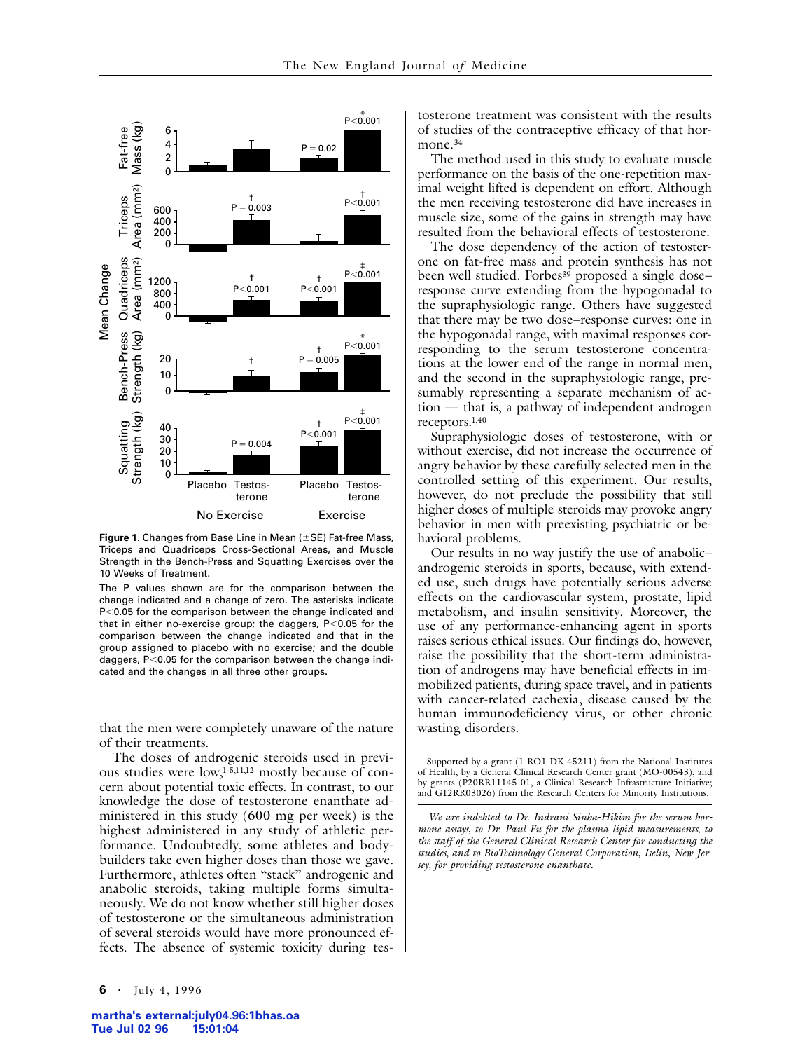Fat-free Mass (kg)

Triceps Area (mm²)

Quadriceps Area (mm²)

Bench-Press Strength (kg)

Squatting Strength (kg)

Mean Change

P = 0.02

\* P<0.001

† P = 0.003

† P<0.001

† P<0.001

† P<0.001

‡ P<0.001

†

† P = 0.005

\* P<0.001

P = 0.004

† P<0.001

‡ P<0.001

Placebo Testos-terone Placebo Testos-terone

No Exercise Exercise

**Figure 1.** Changes from Base Line in Mean (±SE) Fat-free Mass, Triceps and Quadriceps Cross-Sectional Areas, and Muscle Strength in the Bench-Press and Squatting Exercises over the 10 Weeks of Treatment.

The P values shown are for the comparison between the change indicated and a change of zero. The asterisks indicate $P<0.05$ for the comparison between the change indicated and that in either no-exercise group; the daggers, $P<0.05$ for the comparison between the change indicated and that in the group assigned to placebo with no exercise; and the double daggers, $P<0.05$ for the comparison between the change indicated and the changes in all three other groups.

that the men were completely unaware of the nature of their treatments.

The doses of androgenic steroids used in previous studies were low,[1-5,11,12] mostly because of concern about potential toxic effects. In contrast, to our knowledge the dose of testosterone enanthate administered in this study (600 mg per week) is the highest administered in any study of athletic performance. Undoubtedly, some athletes and bodybuilders take even higher doses than those we gave. Furthermore, athletes often "stack" androgenic and anabolic steroids, taking multiple forms simultaneously. We do not know whether still higher doses of testosterone or the simultaneous administration of several steroids would have more pronounced effects. The absence of systemic toxicity during testosterone treatment was consistent with the results of studies of the contraceptive efficacy of that hormone.[34]

The method used in this study to evaluate muscle performance on the basis of the one-repetition maximal weight lifted is dependent on effort. Although the men receiving testosterone did have increases in muscle size, some of the gains in strength may have resulted from the behavioral effects of testosterone.

The dose dependency of the action of testosterone on fat-free mass and protein synthesis has not been well studied. Forbes[39] proposed a single dose–response curve extending from the hypogonadal to the supraphysiologic range. Others have suggested that there may be two dose–response curves: one in the hypogonadal range, with maximal responses corresponding to the serum testosterone concentrations at the lower end of the range in normal men, and the second in the supraphysiologic range, presumably representing a separate mechanism of action — that is, a pathway of independent androgen receptors.[1,40]

Supraphysiologic doses of testosterone, with or without exercise, did not increase the occurrence of angry behavior by these carefully selected men in the controlled setting of this experiment. Our results, however, do not preclude the possibility that still higher doses of multiple steroids may provoke angry behavior in men with preexisting psychiatric or behavioral problems.

Our results in no way justify the use of anabolic–androgenic steroids in sports, because, with extended use, such drugs have potentially serious adverse effects on the cardiovascular system, prostate, lipid metabolism, and insulin sensitivity. Moreover, the use of any performance-enhancing agent in sports raises serious ethical issues. Our findings do, however, raise the possibility that the short-term administration of androgens may have beneficial effects in immobilized patients, during space travel, and in patients with cancer-related cachexia, disease caused by the human immunodeficiency virus, or other chronic wasting disorders.

Supported by a grant (1 RO1 DK 45211) from the National Institutes of Health, by a General Clinical Research Center grant (MO-00543), and by grants (P20RR11145-01, a Clinical Research Infrastructure Initiative; and G12RR03026) from the Research Centers for Minority Institutions.

*We are indebted to Dr. Indrani Sinha-Hikim for the serum hormone assays, to Dr. Paul Fu for the plasma lipid measurements, to the staff of the General Clinical Research Center for conducting the studies, and to BioTechnology General Corporation, Iselin, New Jersey, for providing testosterone enanthate.*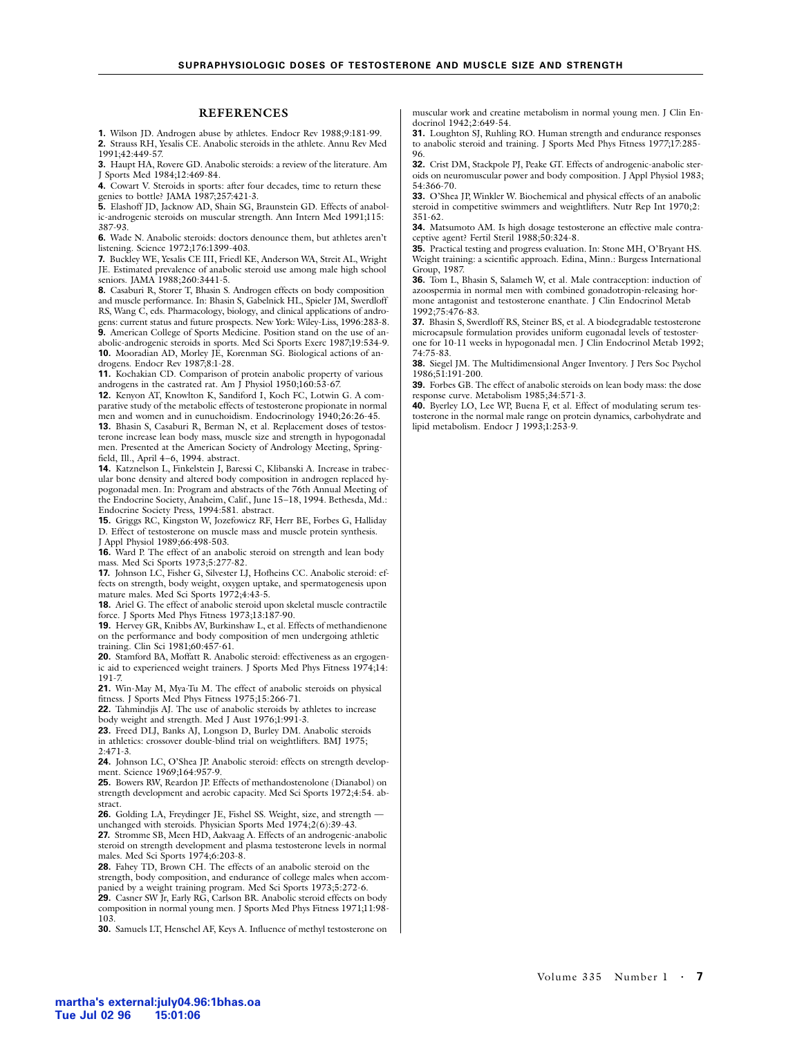## REFERENCES

**1.** Wilson JD. Androgen abuse by athletes. Endocr Rev 1988;9:181-99.

**2.** Strauss RH, Yesalis CE. Anabolic steroids in the athlete. Annu Rev Med 1991;42:449-57.

**3.** Haupt HA, Rovere GD. Anabolic steroids: a review of the literature. Am J Sports Med 1984;12:469-84.

**4.** Cowart V. Steroids in sports: after four decades, time to return these genies to bottle? JAMA 1987;257:421-3.

**5.** Elashoff JD, Jacknow AD, Shain SG, Braunstein GD. Effects of anabolic-androgenic steroids on muscular strength. Ann Intern Med 1991;115: 387-93.

**6.** Wade N. Anabolic steroids: doctors denounce them, but athletes aren't listening. Science 1972;176:1399-403.

**7.** Buckley WE, Yesalis CE III, Friedl KE, Anderson WA, Streit AL, Wright JE. Estimated prevalence of anabolic steroid use among male high school seniors. JAMA 1988;260:3441-5.

**8.** Casaburi R, Storer T, Bhasin S. Androgen effects on body composition and muscle performance. In: Bhasin S, Gabelnick HL, Spieler JM, Swerdloff RS, Wang C, eds. Pharmacology, biology, and clinical applications of androgens: current status and future prospects. New York: Wiley-Liss, 1996:283-8.

**9.** American College of Sports Medicine. Position stand on the use of anabolic-androgenic steroids in sports. Med Sci Sports Exerc 1987;19:534-9.

**10.** Mooradian AD, Morley JE, Korenman SG. Biological actions of androgens. Endocr Rev 1987;8:1-28.

**11.** Kochakian CD. Comparison of protein anabolic property of various androgens in the castrated rat. Am J Physiol 1950;160:53-67.

**12.** Kenyon AT, Knowlton K, Sandiford I, Koch FC, Lotwin G. A comparative study of the metabolic effects of testosterone propionate in normal men and women and in eunuchoidism. Endocrinology 1940;26:26-45.

**13.** Bhasin S, Casaburi R, Berman N, et al. Replacement doses of testosterone increase lean body mass, muscle size and strength in hypogonadal men. Presented at the American Society of Andrology Meeting, Springfield, Ill., April 4–6, 1994. abstract.

**14.** Katznelson L, Finkelstein J, Baressi C, Klibanski A. Increase in trabecular bone density and altered body composition in androgen replaced hypogonadal men. In: Program and abstracts of the 76th Annual Meeting of the Endocrine Society, Anaheim, Calif., June 15–18, 1994. Bethesda, Md.: Endocrine Society Press, 1994:581. abstract.

**15.** Griggs RC, Kingston W, Jozefowicz RF, Herr BE, Forbes G, Halliday D. Effect of testosterone on muscle mass and muscle protein synthesis. J Appl Physiol 1989;66:498-503.

**16.** Ward P. The effect of an anabolic steroid on strength and lean body mass. Med Sci Sports 1973;5:277-82.

**17.** Johnson LC, Fisher G, Silvester LJ, Hofheins CC. Anabolic steroid: effects on strength, body weight, oxygen uptake, and spermatogenesis upon mature males. Med Sci Sports 1972;4:43-5.

**18.** Ariel G. The effect of anabolic steroid upon skeletal muscle contractile force. J Sports Med Phys Fitness 1973;13:187-90.

**19.** Hervey GR, Knibbs AV, Burkinshaw L, et al. Effects of methandienone on the performance and body composition of men undergoing athletic training. Clin Sci 1981;60:457-61.

**20.** Stamford BA, Moffatt R. Anabolic steroid: effectiveness as an ergogenic aid to experienced weight trainers. J Sports Med Phys Fitness 1974;14: 191-7.

**21.** Win-May M, Mya-Tu M. The effect of anabolic steroids on physical fitness. J Sports Med Phys Fitness 1975;15:266-71.

**22.** Tahmindjis AJ. The use of anabolic steroids by athletes to increase body weight and strength. Med J Aust 1976;1:991-3.

**23.** Freed DLJ, Banks AJ, Longson D, Burley DM. Anabolic steroids in athletics: crossover double-blind trial on weightlifters. BMJ 1975; 2:471-3.

**24.** Johnson LC, O'Shea JP. Anabolic steroid: effects on strength development. Science 1969;164:957-9.

**25.** Bowers RW, Reardon JP. Effects of methandostenolone (Dianabol) on strength development and aerobic capacity. Med Sci Sports 1972;4:54. abstract.

**26.** Golding LA, Freydinger JE, Fishel SS. Weight, size, and strength — unchanged with steroids. Physician Sports Med 1974;2(6):39-43.

**27.** Stromme SB, Meen HD, Aakvaag A. Effects of an androgenic-anabolic steroid on strength development and plasma testosterone levels in normal males. Med Sci Sports 1974;6:203-8.

**28.** Fahey TD, Brown CH. The effects of an anabolic steroid on the strength, body composition, and endurance of college males when accompanied by a weight training program. Med Sci Sports 1973;5:272-6.

**29.** Casner SW Jr, Early RG, Carlson BR. Anabolic steroid effects on body composition in normal young men. J Sports Med Phys Fitness 1971;11:98-103.

**30.** Samuels LT, Henschel AF, Keys A. Influence of methyl testosterone on muscular work and creatine metabolism in normal young men. J Clin Endocrinol 1942;2:649-54.

**31.** Loughton SJ, Ruhling RO. Human strength and endurance responses to anabolic steroid and training. J Sports Med Phys Fitness 1977;17:285-96.

**32.** Crist DM, Stackpole PJ, Peake GT. Effects of androgenic-anabolic steroids on neuromuscular power and body composition. J Appl Physiol 1983; 54:366-70.

**33.** O'Shea JP, Winkler W. Biochemical and physical effects of an anabolic steroid in competitive swimmers and weightlifters. Nutr Rep Int 1970;2: 351-62.

**34.** Matsumoto AM. Is high dosage testosterone an effective male contraceptive agent? Fertil Steril 1988;50:324-8.

**35.** Practical testing and progress evaluation. In: Stone MH, O'Bryant HS. Weight training: a scientific approach. Edina, Minn.: Burgess International Group, 1987.

**36.** Tom L, Bhasin S, Salameh W, et al. Male contraception: induction of azoospermia in normal men with combined gonadotropin-releasing hormone antagonist and testosterone enanthate. J Clin Endocrinol Metab 1992;75:476-83.

**37.** Bhasin S, Swerdloff RS, Steiner BS, et al. A biodegradable testosterone microcapsule formulation provides uniform eugonadal levels of testosterone for 10-11 weeks in hypogonadal men. J Clin Endocrinol Metab 1992; 74:75-83.

**38.** Siegel JM. The Multidimensional Anger Inventory. J Pers Soc Psychol 1986;51:191-200.

**39.** Forbes GB. The effect of anabolic steroids on lean body mass: the dose response curve. Metabolism 1985;34:571-3.

**40.** Byerley LO, Lee WP, Buena F, et al. Effect of modulating serum testosterone in the normal male range on protein dynamics, carbohydrate and lipid metabolism. Endocr J 1993;1:253-9.